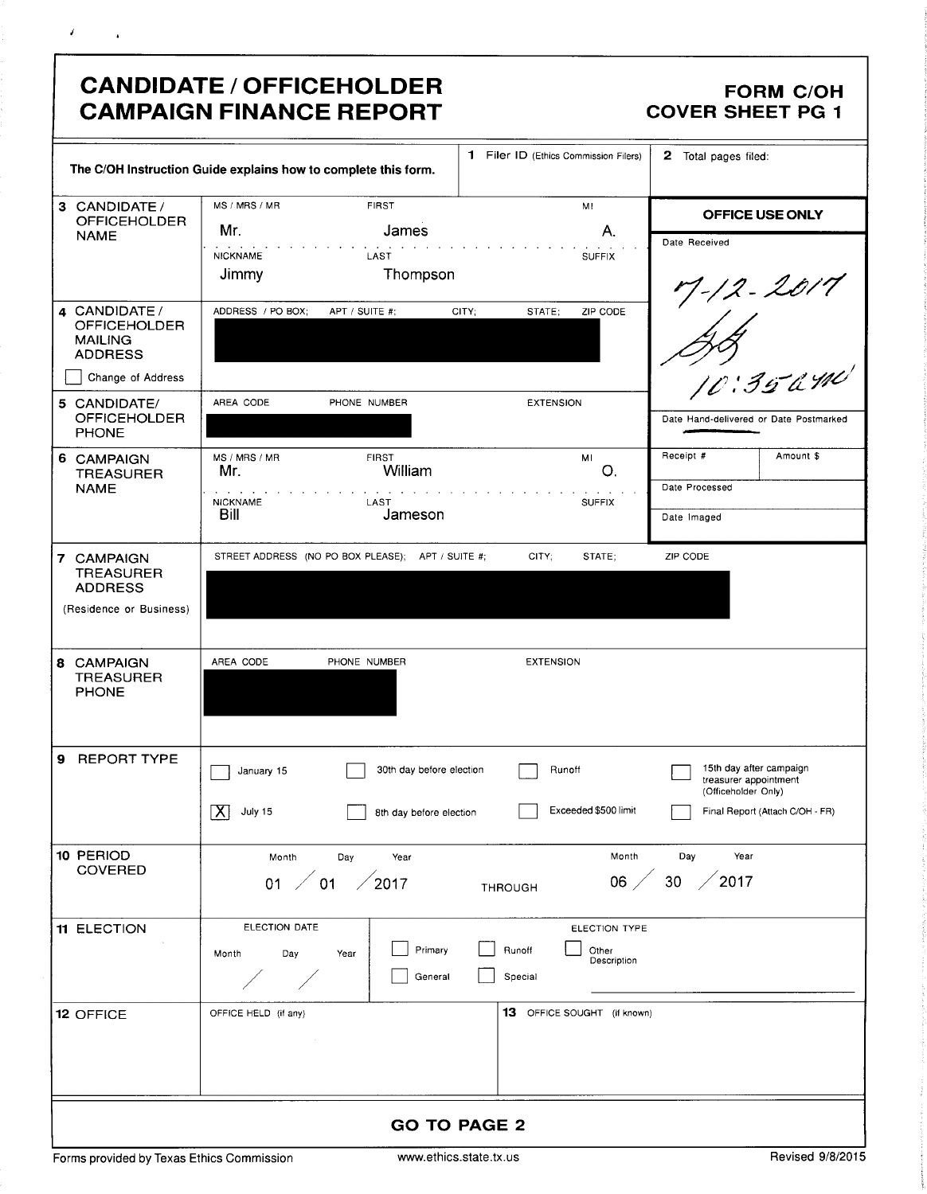# CANDIDATE / OFFICEHOLDER CAMPAIGN FINANCE REPORT

**FORM C/OH COVER SHEET PG 1**

The C/OH Instruction Guide explains how to complete this form.

**1** Filer ID (Ethics Commission Filers):

**2** Total pages filed:

**OFFICE USE ONLY**

Date Received: 7-12-2017 10:35am

Date Hand-delivered or Date Postmarked

Receipt # | Amount $

Date Processed

Date Imaged

**3 CANDIDATE / OFFICEHOLDER NAME**

| MS / MRS / MR | FIRST | MI |
|---|---|---|
| Mr. | James | A. |
| NICKNAME | LAST | SUFFIX |
| Jimmy | Thompson | |

**4 CANDIDATE / OFFICEHOLDER MAILING ADDRESS**

ADDRESS / PO BOX; APT / SUITE #; CITY; STATE; ZIP CODE: [REDACTED]

☐ Change of Address

**5 CANDIDATE/ OFFICEHOLDER PHONE**

AREA CODE / PHONE NUMBER / EXTENSION: [REDACTED]

**6 CAMPAIGN TREASURER NAME**

| MS / MRS / MR | FIRST | MI |
|---|---|---|
| Mr. | William | O. |
| NICKNAME | LAST | SUFFIX |
| Bill | Jameson | |

**7 CAMPAIGN TREASURER ADDRESS (Residence or Business)**

STREET ADDRESS (NO PO BOX PLEASE); APT / SUITE #; CITY; STATE; ZIP CODE: [REDACTED]

**8 CAMPAIGN TREASURER PHONE**

AREA CODE / PHONE NUMBER / EXTENSION: [REDACTED]

**9 REPORT TYPE**

- ☐ January 15
- ☒ July 15
- ☐ 30th day before election
- ☐ 8th day before election
- ☐ Runoff
- ☐ Exceeded $500 limit
- ☐ 15th day after campaign treasurer appointment (Officeholder Only)
- ☐ Final Report (Attach C/OH - FR)

**10 PERIOD COVERED**

Month / Day / Year: 01 / 01 / 2017 THROUGH 06 / 30 / 2017

**11 ELECTION**

ELECTION DATE (Month / Day / Year): / /

ELECTION TYPE:

- ☐ Primary
- ☐ General
- ☐ Runoff
- ☐ Special
- ☐ Other Description

**12 OFFICE**

OFFICE HELD (if any):

**13** OFFICE SOUGHT (if known):

**GO TO PAGE 2**

Forms provided by Texas Ethics Commission | www.ethics.state.tx.us | Revised 9/8/2015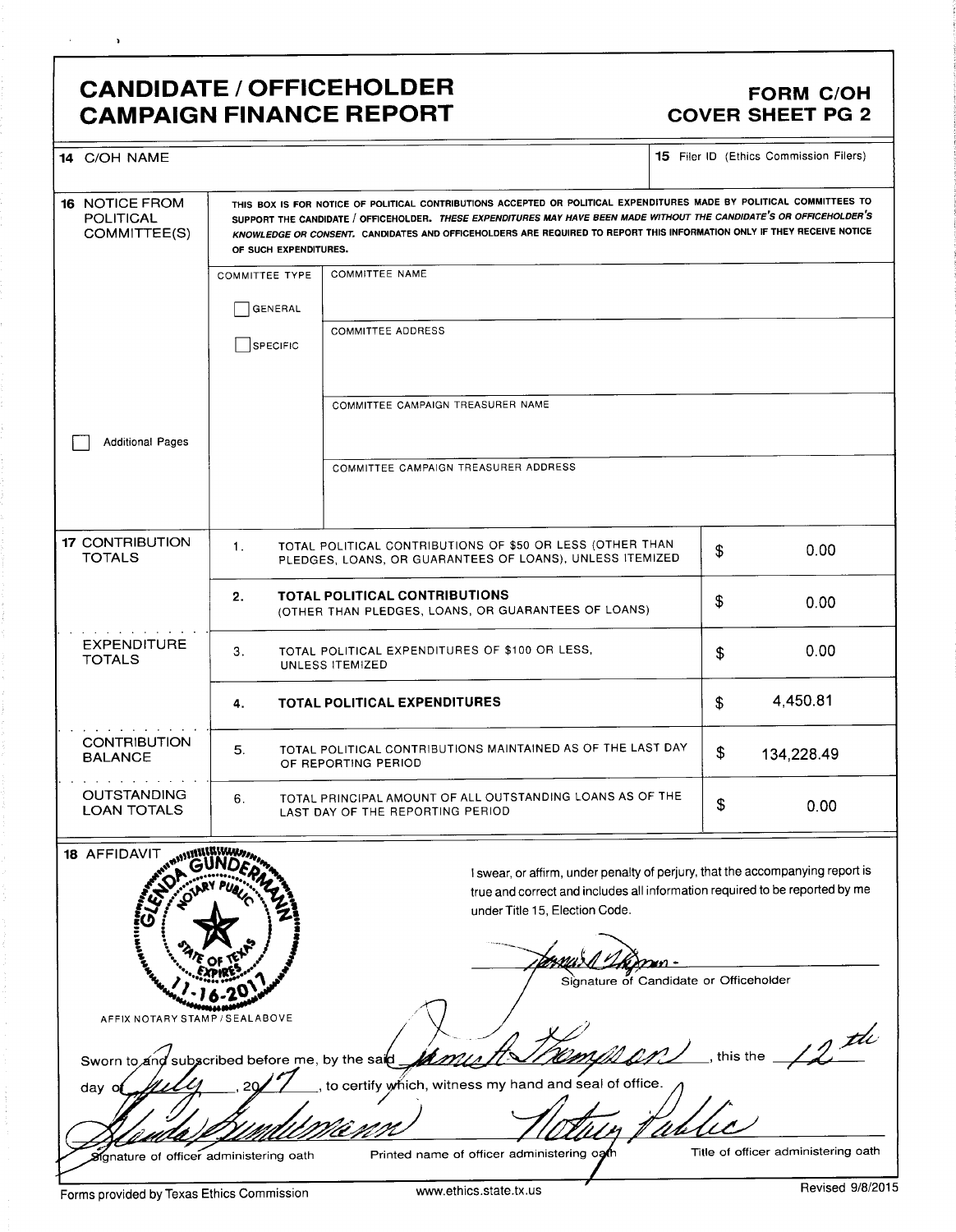# CANDIDATE / OFFICEHOLDER CAMPAIGN FINANCE REPORT

## FORM C/OH COVER SHEET PG 2

**14** C/OH NAME

**15** Filer ID (Ethics Commission Filers)

**16** NOTICE FROM POLITICAL COMMITTEE(S)

THIS BOX IS FOR NOTICE OF POLITICAL CONTRIBUTIONS ACCEPTED OR POLITICAL EXPENDITURES MADE BY POLITICAL COMMITTEES TO SUPPORT THE CANDIDATE / OFFICEHOLDER. *THESE EXPENDITURES MAY HAVE BEEN MADE WITHOUT THE CANDIDATE'S OR OFFICEHOLDER'S KNOWLEDGE OR CONSENT.* CANDIDATES AND OFFICEHOLDERS ARE REQUIRED TO REPORT THIS INFORMATION ONLY IF THEY RECEIVE NOTICE OF SUCH EXPENDITURES.

COMMITTEE TYPE: ☐ GENERAL ☐ SPECIFIC

COMMITTEE NAME

COMMITTEE ADDRESS

COMMITTEE CAMPAIGN TREASURER NAME

COMMITTEE CAMPAIGN TREASURER ADDRESS

☐ Additional Pages

| Section | No. | Description | Amount |
|---|---|---|---|
| **17** CONTRIBUTION TOTALS | 1. | TOTAL POLITICAL CONTRIBUTIONS OF $50 OR LESS (OTHER THAN PLEDGES, LOANS, OR GUARANTEES OF LOANS), UNLESS ITEMIZED | $ 0.00 |
| | 2. | **TOTAL POLITICAL CONTRIBUTIONS** (OTHER THAN PLEDGES, LOANS, OR GUARANTEES OF LOANS) | $ 0.00 |
| EXPENDITURE TOTALS | 3. | TOTAL POLITICAL EXPENDITURES OF $100 OR LESS, UNLESS ITEMIZED | $ 0.00 |
| | 4. | **TOTAL POLITICAL EXPENDITURES** | $ 4,450.81 |
| CONTRIBUTION BALANCE | 5. | TOTAL POLITICAL CONTRIBUTIONS MAINTAINED AS OF THE LAST DAY OF REPORTING PERIOD | $ 134,228.49 |
| OUTSTANDING LOAN TOTALS | 6. | TOTAL PRINCIPAL AMOUNT OF ALL OUTSTANDING LOANS AS OF THE LAST DAY OF THE REPORTING PERIOD | $ 0.00 |

**18** AFFIDAVIT

GLENDA GUNDERMANN NOTARY PUBLIC STATE OF TEXAS EXPIRES 11-16-2017

AFFIX NOTARY STAMP / SEAL ABOVE

I swear, or affirm, under penalty of perjury, that the accompanying report is true and correct and includes all information required to be reported by me under Title 15, Election Code.

[signature]
Signature of Candidate or Officeholder

Sworn to and subscribed before me, by the said James A Thompson, this the 12th day of July, 2017, to certify which, witness my hand and seal of office.

[signature] Signature of officer administering oath

Glenda Gundermann — Printed name of officer administering oath

Notary Public — Title of officer administering oath

Forms provided by Texas Ethics Commission www.ethics.state.tx.us Revised 9/8/2015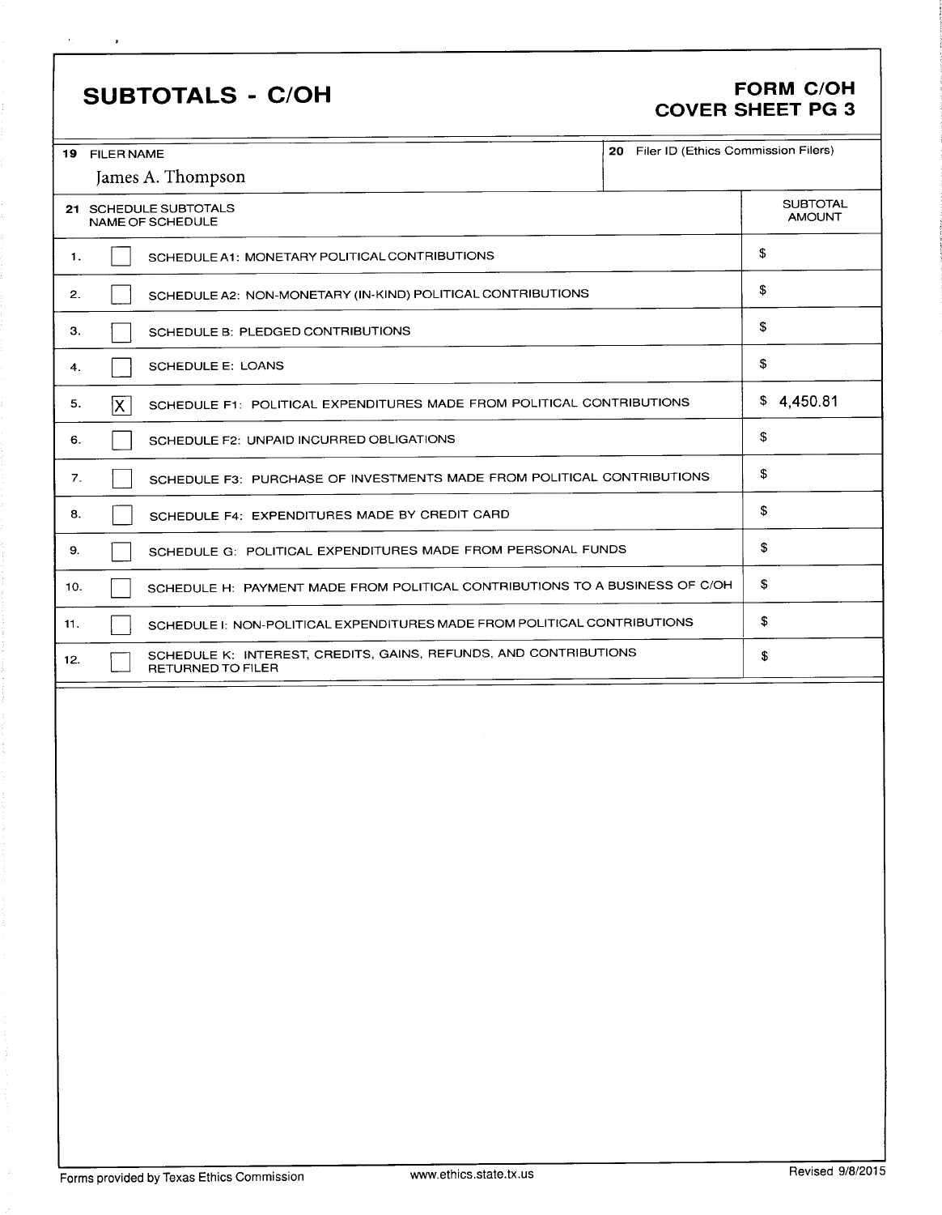# SUBTOTALS - C/OH

## FORM C/OH COVER SHEET PG 3

| 19 FILER NAME | 20 Filer ID (Ethics Commission Filers) |
|---|---|
| James A. Thompson | |

| 21 SCHEDULE SUBTOTALS NAME OF SCHEDULE | | | SUBTOTAL AMOUNT |
|---|---|---|---|
| 1. | [ ] | SCHEDULE A1: MONETARY POLITICAL CONTRIBUTIONS | $ |
| 2. | [ ] | SCHEDULE A2: NON-MONETARY (IN-KIND) POLITICAL CONTRIBUTIONS | $ |
| 3. | [ ] | SCHEDULE B: PLEDGED CONTRIBUTIONS | $ |
| 4. | [ ] | SCHEDULE E: LOANS | $ |
| 5. | [X] | SCHEDULE F1: POLITICAL EXPENDITURES MADE FROM POLITICAL CONTRIBUTIONS | $ 4,450.81 |
| 6. | [ ] | SCHEDULE F2: UNPAID INCURRED OBLIGATIONS | $ |
| 7. | [ ] | SCHEDULE F3: PURCHASE OF INVESTMENTS MADE FROM POLITICAL CONTRIBUTIONS | $ |
| 8. | [ ] | SCHEDULE F4: EXPENDITURES MADE BY CREDIT CARD | $ |
| 9. | [ ] | SCHEDULE G: POLITICAL EXPENDITURES MADE FROM PERSONAL FUNDS | $ |
| 10. | [ ] | SCHEDULE H: PAYMENT MADE FROM POLITICAL CONTRIBUTIONS TO A BUSINESS OF C/OH | $ |
| 11. | [ ] | SCHEDULE I: NON-POLITICAL EXPENDITURES MADE FROM POLITICAL CONTRIBUTIONS | $ |
| 12. | [ ] | SCHEDULE K: INTEREST, CREDITS, GAINS, REFUNDS, AND CONTRIBUTIONS RETURNED TO FILER | $ |

Forms provided by Texas Ethics Commission www.ethics.state.tx.us Revised 9/8/2015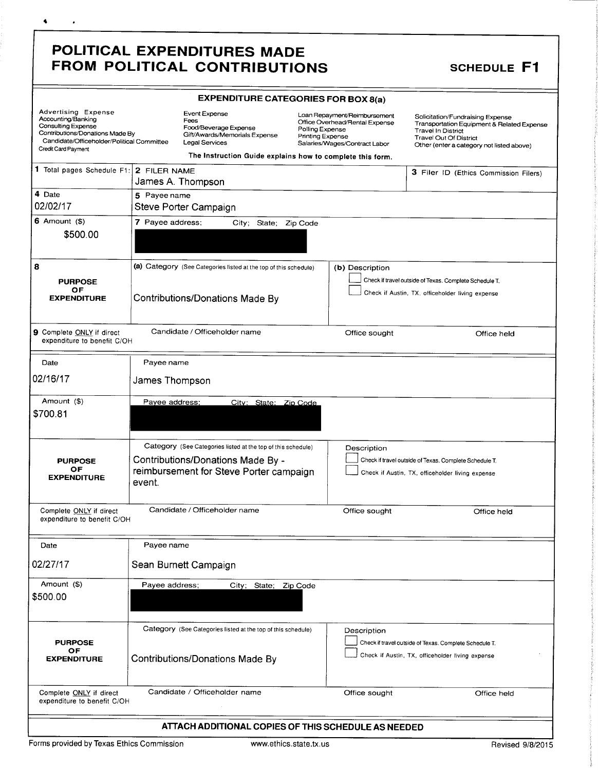# POLITICAL EXPENDITURES MADE FROM POLITICAL CONTRIBUTIONS

**SCHEDULE F1**

### EXPENDITURE CATEGORIES FOR BOX 8(a)

| | | | |
|---|---|---|---|
| Advertising Expense | Event Expense | Loan Repayment/Reimbursement | Solicitation/Fundraising Expense |
| Accounting/Banking | Fees | Office Overhead/Rental Expense | Transportation Equipment & Related Expense |
| Consulting Expense | Food/Beverage Expense | Polling Expense | Travel In District |
| Contributions/Donations Made By Candidate/Officeholder/Political Committee | Gift/Awards/Memorials Expense | Printing Expense | Travel Out Of District |
| Credit Card Payment | Legal Services | Salaries/Wages/Contract Labor | Other (enter a category not listed above) |

The Instruction Guide explains how to complete this form.

| | | |
|---|---|---|
| **1** Total pages Schedule F1: | **2** FILER NAME<br>James A. Thompson | **3** Filer ID (Ethics Commission Filers) |
| **4** Date<br>02/02/17 | **5** Payee name<br>Steve Porter Campaign | |
| **6** Amount ($)<br>$500.00 | **7** Payee address; City; State; Zip Code<br>[REDACTED] | |
| **8** PURPOSE OF EXPENDITURE | **(a)** Category (See Categories listed at the top of this schedule)<br>Contributions/Donations Made By | **(b)** Description<br>☐ Check if travel outside of Texas. Complete Schedule T.<br>☐ Check if Austin, TX. officeholder living expense |
| **9** Complete ONLY if direct expenditure to benefit C/OH | Candidate / Officeholder name | Office sought / Office held |

| | | |
|---|---|---|
| Date<br>02/16/17 | Payee name<br>James Thompson | |
| Amount ($)<br>$700.81 | Payee address; City; State; Zip Code<br>[REDACTED] | |
| PURPOSE OF EXPENDITURE | Category (See Categories listed at the top of this schedule)<br>Contributions/Donations Made By - reimbursement for Steve Porter campaign event. | Description<br>☐ Check if travel outside of Texas. Complete Schedule T.<br>☐ Check if Austin, TX, officeholder living expense |
| Complete ONLY if direct expenditure to benefit C/OH | Candidate / Officeholder name | Office sought / Office held |

| | | |
|---|---|---|
| Date<br>02/27/17 | Payee name<br>Sean Burnett Campaign | |
| Amount ($)<br>$500.00 | Payee address; City; State; Zip Code<br>[REDACTED] | |
| PURPOSE OF EXPENDITURE | Category (See Categories listed at the top of this schedule)<br>Contributions/Donations Made By | Description<br>☐ Check if travel outside of Texas. Complete Schedule T.<br>☐ Check if Austin, TX, officeholder living expense |
| Complete ONLY if direct expenditure to benefit C/OH | Candidate / Officeholder name | Office sought / Office held |

**ATTACH ADDITIONAL COPIES OF THIS SCHEDULE AS NEEDED**

Forms provided by Texas Ethics Commission www.ethics.state.tx.us Revised 9/8/2015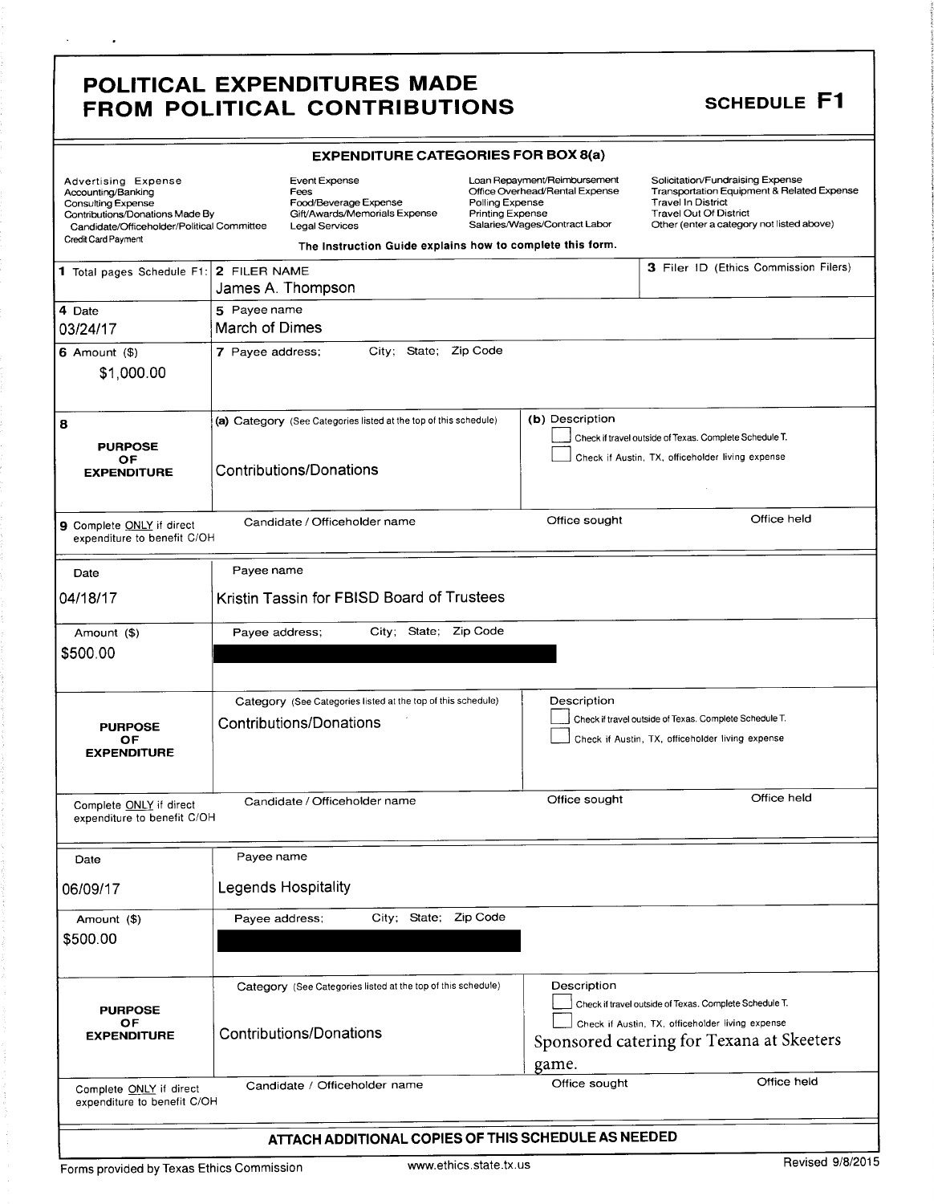# POLITICAL EXPENDITURES MADE FROM POLITICAL CONTRIBUTIONS

## SCHEDULE F1

### EXPENDITURE CATEGORIES FOR BOX 8(a)

| | | | |
|---|---|---|---|
| Advertising Expense | Event Expense | Loan Repayment/Reimbursement | Solicitation/Fundraising Expense |
| Accounting/Banking | Fees | Office Overhead/Rental Expense | Transportation Equipment & Related Expense |
| Consulting Expense | Food/Beverage Expense | Polling Expense | Travel In District |
| Contributions/Donations Made By Candidate/Officeholder/Political Committee | Gift/Awards/Memorials Expense | Printing Expense | Travel Out Of District |
| Credit Card Payment | Legal Services | Salaries/Wages/Contract Labor | Other (enter a category not listed above) |

The Instruction Guide explains how to complete this form.

| | | | |
|---|---|---|---|
| **1** Total pages Schedule F1: | **2** FILER NAME<br>James A. Thompson | | **3** Filer ID (Ethics Commission Filers) |
| **4** Date<br>03/24/17 | **5** Payee name<br>March of Dimes | | |
| **6** Amount ($)<br>$1,000.00 | **7** Payee address; City; State; Zip Code | | |
| **8** PURPOSE OF EXPENDITURE | **(a)** Category (See Categories listed at the top of this schedule)<br>Contributions/Donations | **(b)** Description<br>☐ Check if travel outside of Texas. Complete Schedule T.<br>☐ Check if Austin, TX, officeholder living expense | |
| **9** Complete ONLY if direct expenditure to benefit C/OH | Candidate / Officeholder name | Office sought | Office held |

| | | | |
|---|---|---|---|
| Date<br>04/18/17 | Payee name<br>Kristin Tassin for FBISD Board of Trustees | | |
| Amount ($)<br>$500.00 | Payee address; City; State; Zip Code<br>[REDACTED] | | |
| PURPOSE OF EXPENDITURE | Category (See Categories listed at the top of this schedule)<br>Contributions/Donations | Description<br>☐ Check if travel outside of Texas. Complete Schedule T.<br>☐ Check if Austin, TX, officeholder living expense | |
| Complete ONLY if direct expenditure to benefit C/OH | Candidate / Officeholder name | Office sought | Office held |

| | | | |
|---|---|---|---|
| Date<br>06/09/17 | Payee name<br>Legends Hospitality | | |
| Amount ($)<br>$500.00 | Payee address; City; State; Zip Code<br>[REDACTED] | | |
| PURPOSE OF EXPENDITURE | Category (See Categories listed at the top of this schedule)<br>Contributions/Donations | Description<br>☐ Check if travel outside of Texas. Complete Schedule T.<br>☐ Check if Austin, TX, officeholder living expense<br>Sponsored catering for Texana at Skeeters game. | |
| Complete ONLY if direct expenditure to benefit C/OH | Candidate / Officeholder name | Office sought | Office held |

**ATTACH ADDITIONAL COPIES OF THIS SCHEDULE AS NEEDED**

Forms provided by Texas Ethics Commission | www.ethics.state.tx.us | Revised 9/8/2015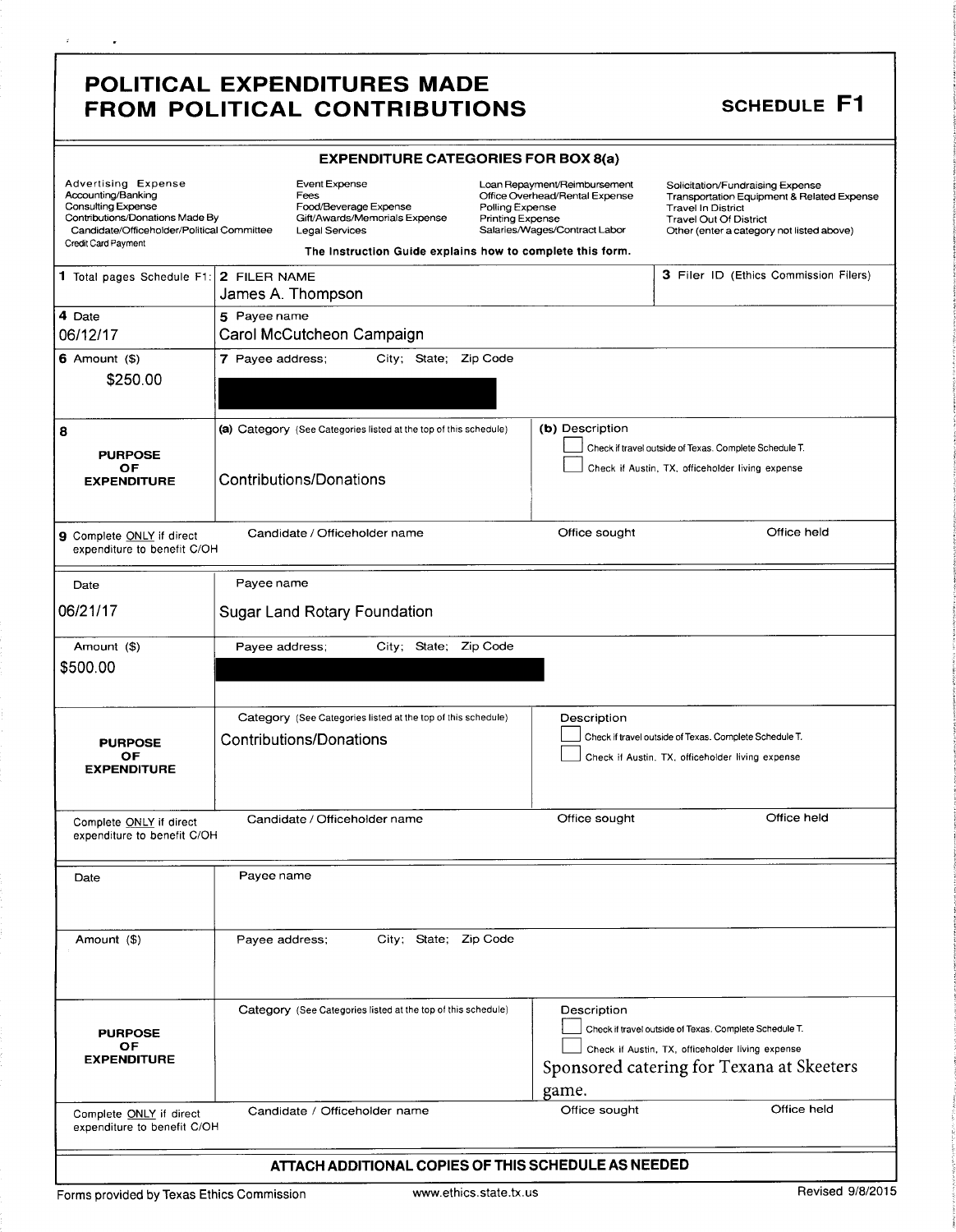# POLITICAL EXPENDITURES MADE FROM POLITICAL CONTRIBUTIONS

**SCHEDULE F1**

**EXPENDITURE CATEGORIES FOR BOX 8(a)**

| | | | |
|---|---|---|---|
| Advertising Expense<br>Accounting/Banking<br>Consulting Expense<br>Contributions/Donations Made By Candidate/Officeholder/Political Committee<br>Credit Card Payment | Event Expense<br>Fees<br>Food/Beverage Expense<br>Gift/Awards/Memorials Expense<br>Legal Services | Loan Repayment/Reimbursement<br>Office Overhead/Rental Expense<br>Polling Expense<br>Printing Expense<br>Salaries/Wages/Contract Labor | Solicitation/Fundraising Expense<br>Transportation Equipment & Related Expense<br>Travel In District<br>Travel Out Of District<br>Other (enter a category not listed above) |

**The Instruction Guide explains how to complete this form.**

| | | | |
|---|---|---|---|
| **1** Total pages Schedule F1: | **2** FILER NAME<br>James A. Thompson | | **3** Filer ID (Ethics Commission Filers) |
| **4** Date<br>06/12/17 | **5** Payee name<br>Carol McCutcheon Campaign | | |
| **6** Amount ($)<br>$250.00 | **7** Payee address; City; State; Zip Code<br>[REDACTED] | | |
| **8** PURPOSE OF EXPENDITURE | **(a)** Category (See Categories listed at the top of this schedule)<br>Contributions/Donations | **(b)** Description<br>☐ Check if travel outside of Texas. Complete Schedule T.<br>☐ Check if Austin, TX, officeholder living expense | |
| **9** Complete ONLY if direct expenditure to benefit C/OH | Candidate / Officeholder name | Office sought | Office held |

| | | | |
|---|---|---|---|
| Date<br>06/21/17 | Payee name<br>Sugar Land Rotary Foundation | | |
| Amount ($)<br>$500.00 | Payee address; City; State; Zip Code<br>[REDACTED] | | |
| PURPOSE OF EXPENDITURE | Category (See Categories listed at the top of this schedule)<br>Contributions/Donations | Description<br>☐ Check if travel outside of Texas. Complete Schedule T.<br>☐ Check if Austin, TX, officeholder living expense | |
| Complete ONLY if direct expenditure to benefit C/OH | Candidate / Officeholder name | Office sought | Office held |

| | | | |
|---|---|---|---|
| Date | Payee name | | |
| Amount ($) | Payee address; City; State; Zip Code | | |
| PURPOSE OF EXPENDITURE | Category (See Categories listed at the top of this schedule) | Description<br>☐ Check if travel outside of Texas. Complete Schedule T.<br>☐ Check if Austin, TX, officeholder living expense<br>Sponsored catering for Texana at Skeeters game. | |
| Complete ONLY if direct expenditure to benefit C/OH | Candidate / Officeholder name | Office sought | Office held |

**ATTACH ADDITIONAL COPIES OF THIS SCHEDULE AS NEEDED**

Forms provided by Texas Ethics Commission    www.ethics.state.tx.us    Revised 9/8/2015